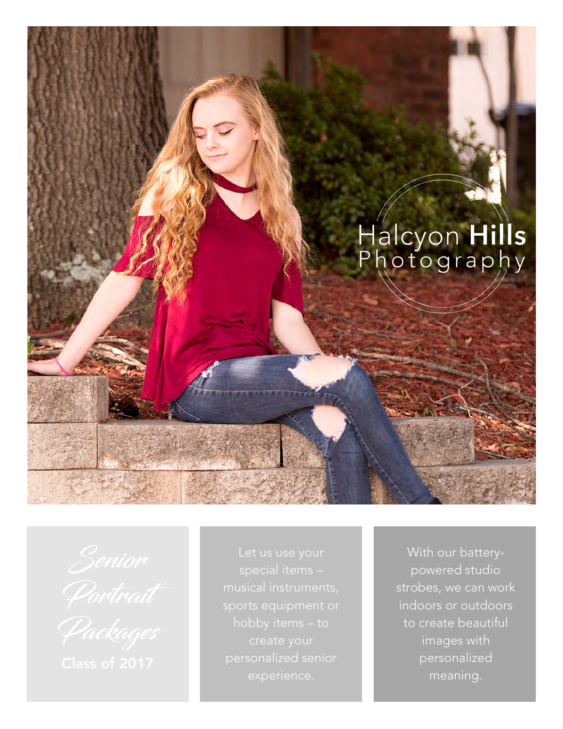Halcyon **Hills**
Photography

# *Senior Portrait Packages*

**Class of 2017**

Let us use your special items – musical instruments, sports equipment or hobby items – to create your personalized senior experience.

With our battery-powered studio strobes, we can work indoors or outdoors to create beautiful images with personalized meaning.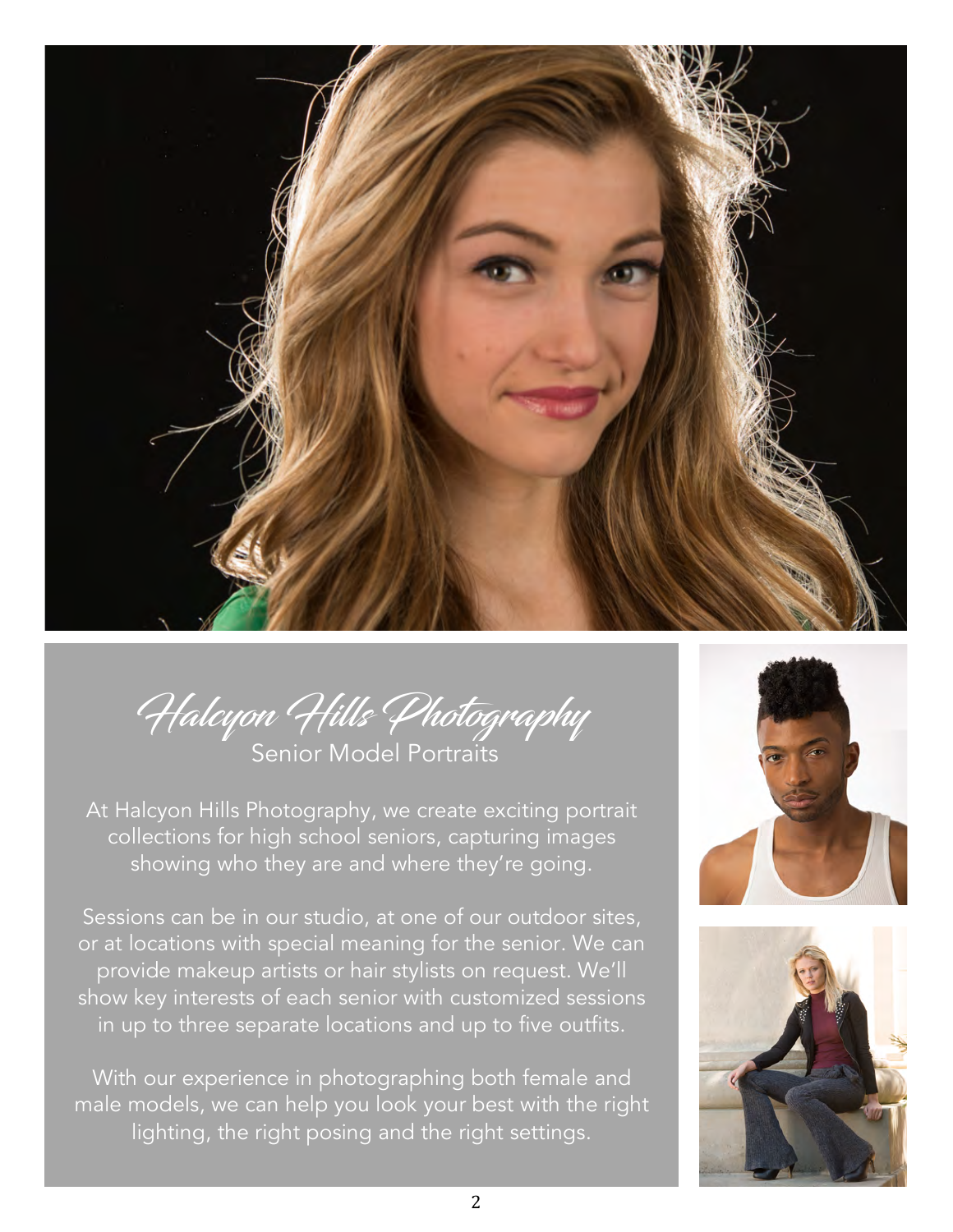# Halcyon Hills Photography

## Senior Model Portraits

At Halcyon Hills Photography, we create exciting portrait collections for high school seniors, capturing images showing who they are and where they're going.

Sessions can be in our studio, at one of our outdoor sites, or at locations with special meaning for the senior. We can provide makeup artists or hair stylists on request. We'll show key interests of each senior with customized sessions in up to three separate locations and up to five outfits.

With our experience in photographing both female and male models, we can help you look your best with the right lighting, the right posing and the right settings.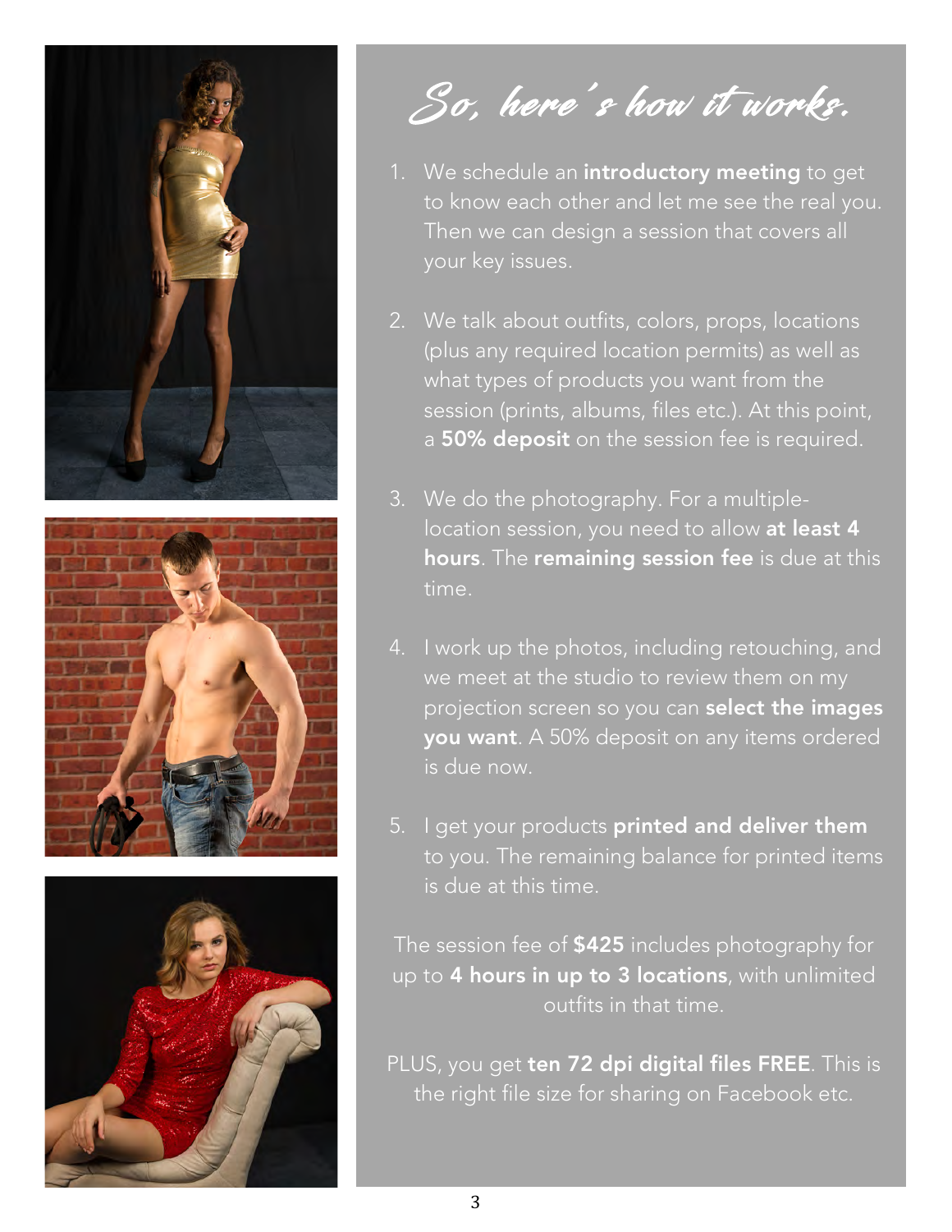# So, here's how it works.

1. We schedule an **introductory meeting** to get to know each other and let me see the real you. Then we can design a session that covers all your key issues.

2. We talk about outfits, colors, props, locations (plus any required location permits) as well as what types of products you want from the session (prints, albums, files etc.). At this point, a **50% deposit** on the session fee is required.

3. We do the photography. For a multiple-location session, you need to allow **at least 4 hours**. The **remaining session fee** is due at this time.

4. I work up the photos, including retouching, and we meet at the studio to review them on my projection screen so you can **select the images you want**. A 50% deposit on any items ordered is due now.

5. I get your products **printed and deliver them** to you. The remaining balance for printed items is due at this time.

The session fee of **$425** includes photography for up to **4 hours in up to 3 locations**, with unlimited outfits in that time.

PLUS, you get **ten 72 dpi digital files FREE**. This is the right file size for sharing on Facebook etc.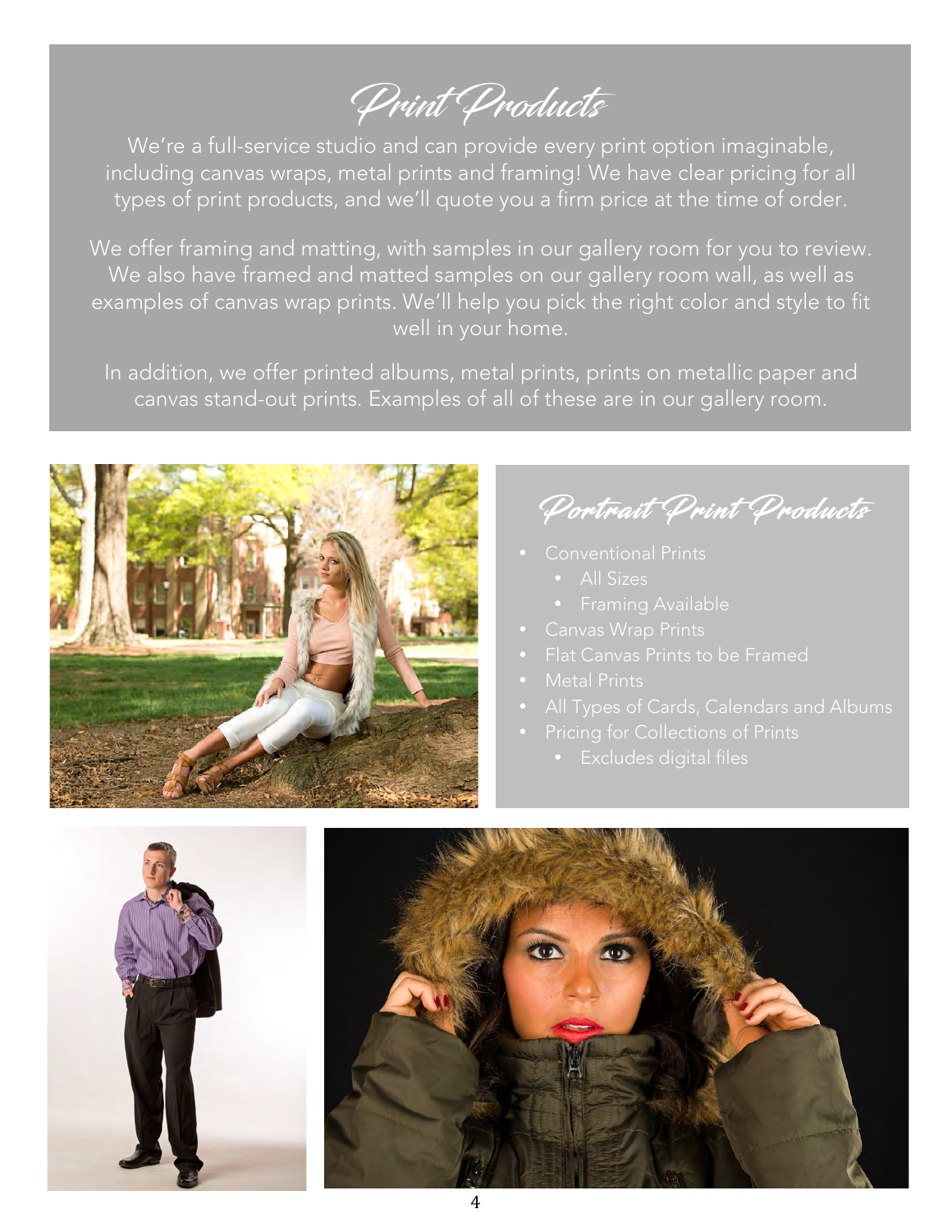# Print Products

We're a full-service studio and can provide every print option imaginable, including canvas wraps, metal prints and framing! We have clear pricing for all types of print products, and we'll quote you a firm price at the time of order.

We offer framing and matting, with samples in our gallery room for you to review. We also have framed and matted samples on our gallery room wall, as well as examples of canvas wrap prints. We'll help you pick the right color and style to fit well in your home.

In addition, we offer printed albums, metal prints, prints on metallic paper and canvas stand-out prints. Examples of all of these are in our gallery room.

## Portrait Print Products

- Conventional Prints
  - All Sizes
  - Framing Available
- Canvas Wrap Prints
- Flat Canvas Prints to be Framed
- Metal Prints
- All Types of Cards, Calendars and Albums
- Pricing for Collections of Prints
  - Excludes digital files